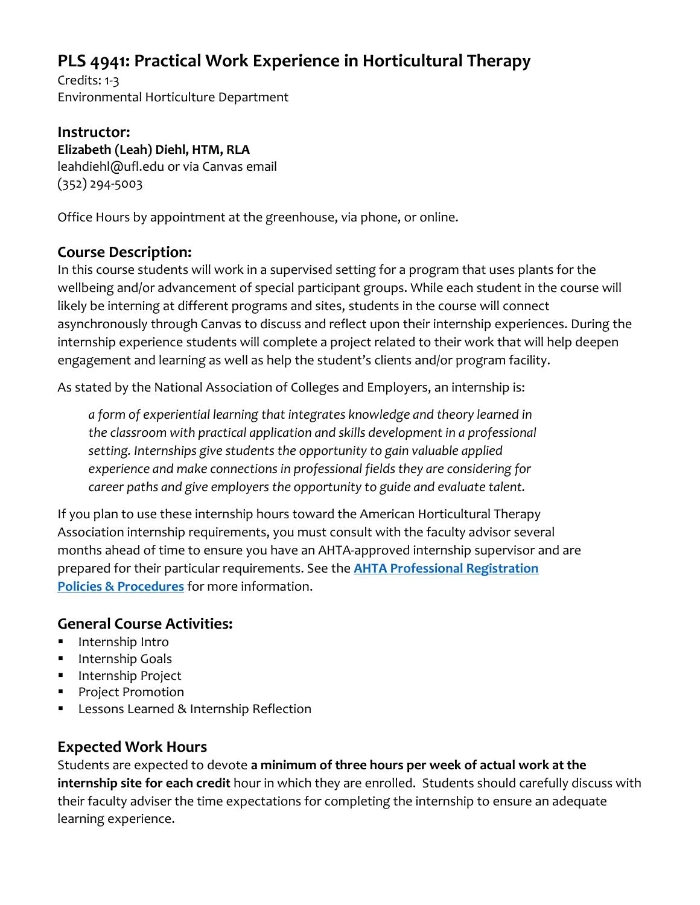# PLS 4941: Practical Work Experience in Horticultural Therapy

Credits: 1-3
Environmental Horticulture Department

## Instructor:

**Elizabeth (Leah) Diehl, HTM, RLA**
leahdiehl@ufl.edu or via Canvas email
(352) 294-5003

Office Hours by appointment at the greenhouse, via phone, or online.

## Course Description:

In this course students will work in a supervised setting for a program that uses plants for the wellbeing and/or advancement of special participant groups. While each student in the course will likely be interning at different programs and sites, students in the course will connect asynchronously through Canvas to discuss and reflect upon their internship experiences. During the internship experience students will complete a project related to their work that will help deepen engagement and learning as well as help the student's clients and/or program facility.

As stated by the National Association of Colleges and Employers, an internship is:

> *a form of experiential learning that integrates knowledge and theory learned in the classroom with practical application and skills development in a professional setting. Internships give students the opportunity to gain valuable applied experience and make connections in professional fields they are considering for career paths and give employers the opportunity to guide and evaluate talent.*

If you plan to use these internship hours toward the American Horticultural Therapy Association internship requirements, you must consult with the faculty advisor several months ahead of time to ensure you have an AHTA-approved internship supervisor and are prepared for their particular requirements. See the **AHTA Professional Registration Policies & Procedures** for more information.

## General Course Activities:

- Internship Intro
- Internship Goals
- Internship Project
- Project Promotion
- Lessons Learned & Internship Reflection

## Expected Work Hours

Students are expected to devote **a minimum of three hours per week of actual work at the internship site for each credit** hour in which they are enrolled. Students should carefully discuss with their faculty adviser the time expectations for completing the internship to ensure an adequate learning experience.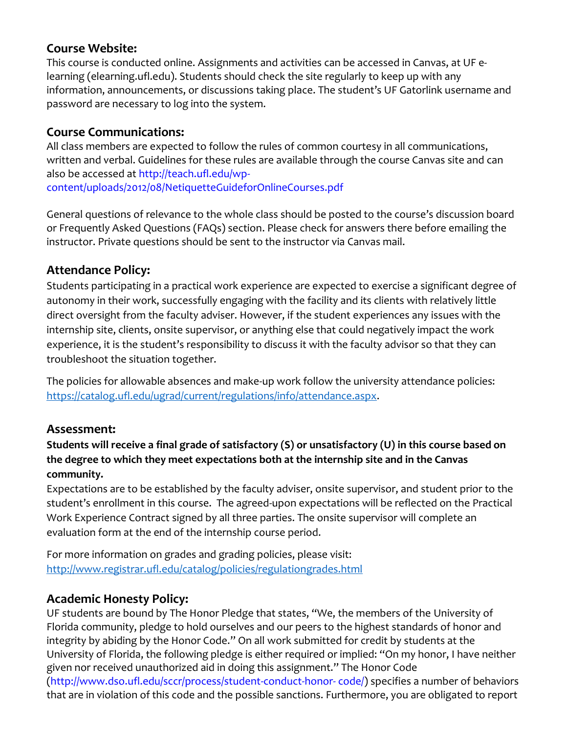## Course Website:

This course is conducted online. Assignments and activities can be accessed in Canvas, at UF e-learning (elearning.ufl.edu). Students should check the site regularly to keep up with any information, announcements, or discussions taking place. The student's UF Gatorlink username and password are necessary to log into the system.

## Course Communications:

All class members are expected to follow the rules of common courtesy in all communications, written and verbal. Guidelines for these rules are available through the course Canvas site and can also be accessed at http://teach.ufl.edu/wp-content/uploads/2012/08/NetiquetteGuideforOnlineCourses.pdf

General questions of relevance to the whole class should be posted to the course's discussion board or Frequently Asked Questions (FAQs) section. Please check for answers there before emailing the instructor. Private questions should be sent to the instructor via Canvas mail.

## Attendance Policy:

Students participating in a practical work experience are expected to exercise a significant degree of autonomy in their work, successfully engaging with the facility and its clients with relatively little direct oversight from the faculty adviser. However, if the student experiences any issues with the internship site, clients, onsite supervisor, or anything else that could negatively impact the work experience, it is the student's responsibility to discuss it with the faculty advisor so that they can troubleshoot the situation together.

The policies for allowable absences and make-up work follow the university attendance policies: https://catalog.ufl.edu/ugrad/current/regulations/info/attendance.aspx.

## Assessment:

**Students will receive a final grade of satisfactory (S) or unsatisfactory (U) in this course based on the degree to which they meet expectations both at the internship site and in the Canvas community.**

Expectations are to be established by the faculty adviser, onsite supervisor, and student prior to the student's enrollment in this course. The agreed-upon expectations will be reflected on the Practical Work Experience Contract signed by all three parties. The onsite supervisor will complete an evaluation form at the end of the internship course period.

For more information on grades and grading policies, please visit: http://www.registrar.ufl.edu/catalog/policies/regulationgrades.html

## Academic Honesty Policy:

UF students are bound by The Honor Pledge that states, "We, the members of the University of Florida community, pledge to hold ourselves and our peers to the highest standards of honor and integrity by abiding by the Honor Code." On all work submitted for credit by students at the University of Florida, the following pledge is either required or implied: "On my honor, I have neither given nor received unauthorized aid in doing this assignment." The Honor Code (http://www.dso.ufl.edu/sccr/process/student-conduct-honor- code/) specifies a number of behaviors that are in violation of this code and the possible sanctions. Furthermore, you are obligated to report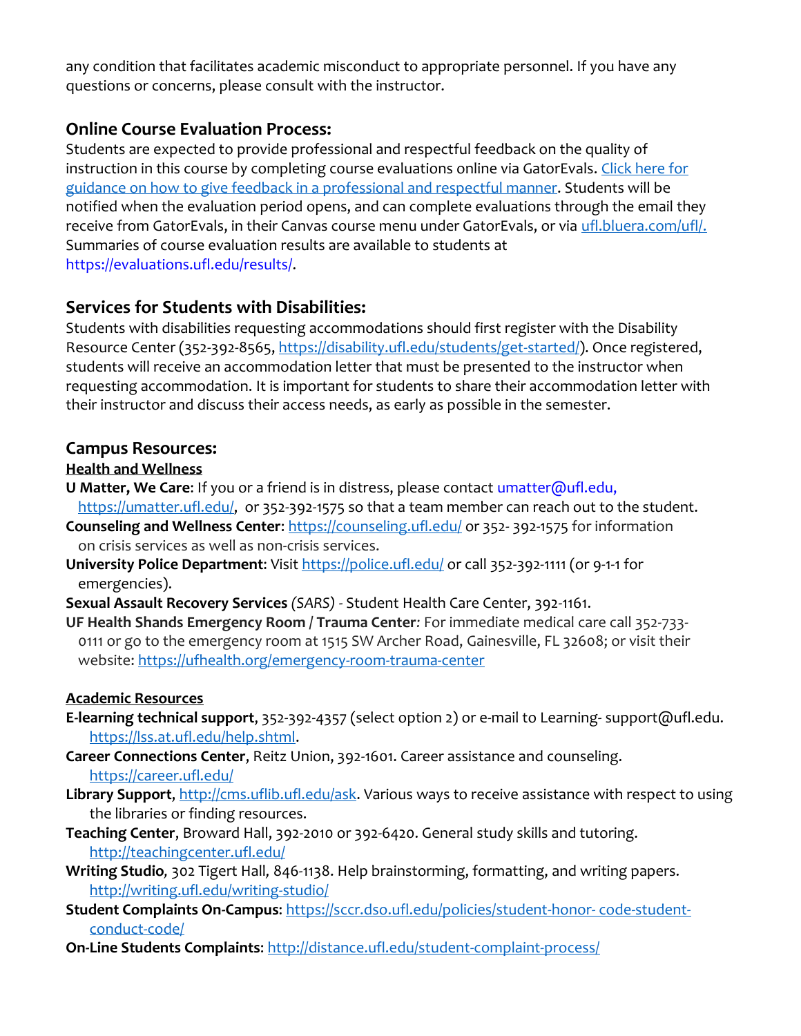any condition that facilitates academic misconduct to appropriate personnel. If you have any questions or concerns, please consult with the instructor.

## Online Course Evaluation Process:

Students are expected to provide professional and respectful feedback on the quality of instruction in this course by completing course evaluations online via GatorEvals. Click here for guidance on how to give feedback in a professional and respectful manner. Students will be notified when the evaluation period opens, and can complete evaluations through the email they receive from GatorEvals, in their Canvas course menu under GatorEvals, or via ufl.bluera.com/ufl/. Summaries of course evaluation results are available to students at https://evaluations.ufl.edu/results/.

## Services for Students with Disabilities:

Students with disabilities requesting accommodations should first register with the Disability Resource Center (352-392-8565, https://disability.ufl.edu/students/get-started/). Once registered, students will receive an accommodation letter that must be presented to the instructor when requesting accommodation. It is important for students to share their accommodation letter with their instructor and discuss their access needs, as early as possible in the semester.

## Campus Resources:

**Health and Wellness**

**U Matter, We Care**: If you or a friend is in distress, please contact umatter@ufl.edu, https://umatter.ufl.edu/, or 352-392-1575 so that a team member can reach out to the student.

**Counseling and Wellness Center**: https://counseling.ufl.edu/ or 352- 392-1575 for information on crisis services as well as non-crisis services.

**University Police Department**: Visit https://police.ufl.edu/ or call 352-392-1111 (or 9-1-1 for emergencies).

**Sexual Assault Recovery Services** *(SARS)* - Student Health Care Center, 392-1161.

**UF Health Shands Emergency Room / Trauma Center***:* For immediate medical care call 352-733-0111 or go to the emergency room at 1515 SW Archer Road, Gainesville, FL 32608; or visit their website: https://ufhealth.org/emergency-room-trauma-center

**Academic Resources**

**E-learning technical support**, 352-392-4357 (select option 2) or e-mail to Learning- support@ufl.edu. https://lss.at.ufl.edu/help.shtml.

**Career Connections Center**, Reitz Union, 392-1601. Career assistance and counseling. https://career.ufl.edu/

**Library Support**, http://cms.uflib.ufl.edu/ask. Various ways to receive assistance with respect to using the libraries or finding resources.

**Teaching Center**, Broward Hall, 392-2010 or 392-6420. General study skills and tutoring. http://teachingcenter.ufl.edu/

**Writing Studio**, 302 Tigert Hall, 846-1138. Help brainstorming, formatting, and writing papers. http://writing.ufl.edu/writing-studio/

**Student Complaints On-Campus**: https://sccr.dso.ufl.edu/policies/student-honor- code-student-conduct-code/

**On-Line Students Complaints**: http://distance.ufl.edu/student-complaint-process/